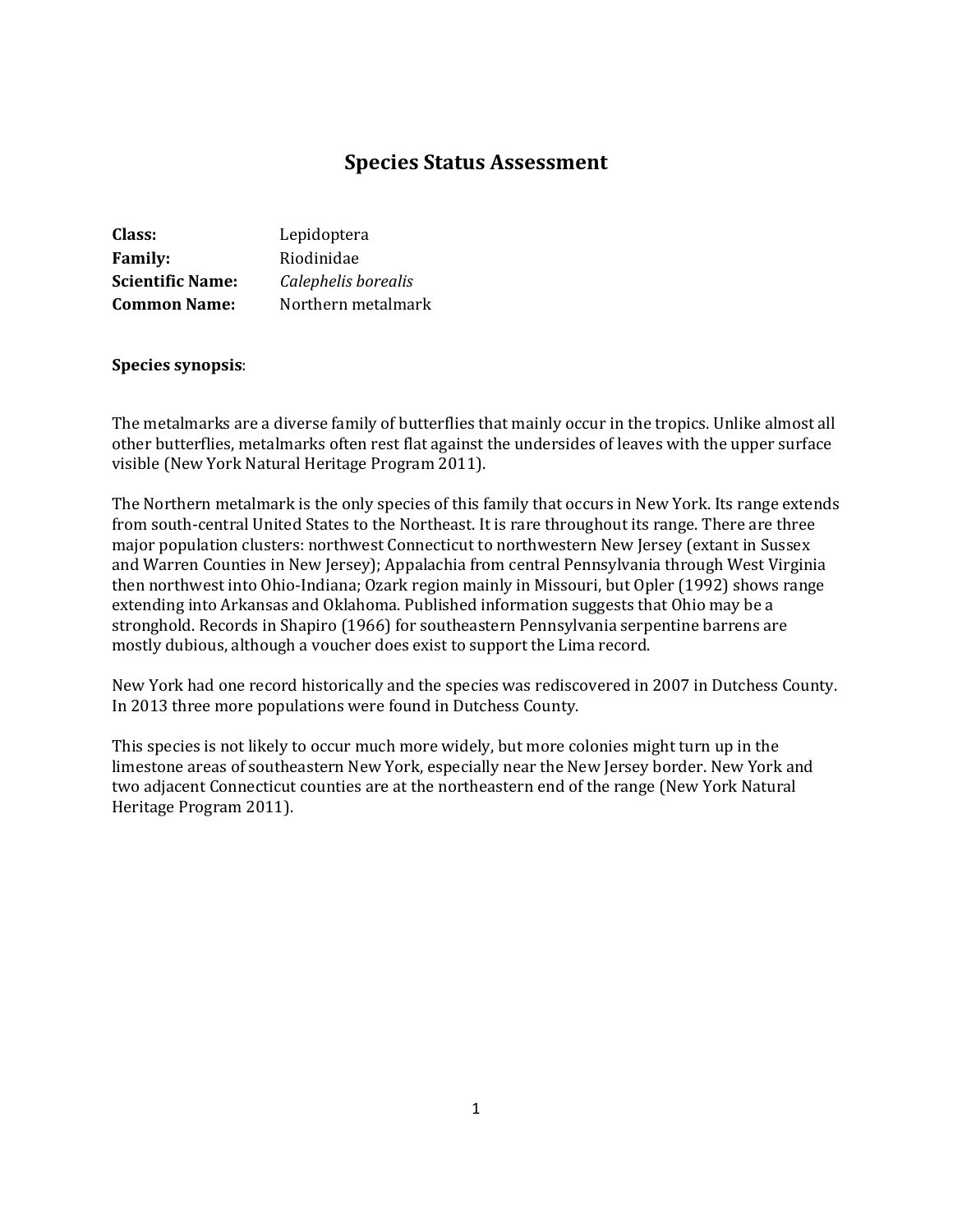# Species Status Assessment

**Class:** Lepidoptera
**Family:** Riodinidae
**Scientific Name:** *Calephelis borealis*
**Common Name:** Northern metalmark

**Species synopsis**:

The metalmarks are a diverse family of butterflies that mainly occur in the tropics. Unlike almost all other butterflies, metalmarks often rest flat against the undersides of leaves with the upper surface visible (New York Natural Heritage Program 2011).

The Northern metalmark is the only species of this family that occurs in New York. Its range extends from south-central United States to the Northeast. It is rare throughout its range. There are three major population clusters: northwest Connecticut to northwestern New Jersey (extant in Sussex and Warren Counties in New Jersey); Appalachia from central Pennsylvania through West Virginia then northwest into Ohio-Indiana; Ozark region mainly in Missouri, but Opler (1992) shows range extending into Arkansas and Oklahoma. Published information suggests that Ohio may be a stronghold. Records in Shapiro (1966) for southeastern Pennsylvania serpentine barrens are mostly dubious, although a voucher does exist to support the Lima record.

New York had one record historically and the species was rediscovered in 2007 in Dutchess County. In 2013 three more populations were found in Dutchess County.

This species is not likely to occur much more widely, but more colonies might turn up in the limestone areas of southeastern New York, especially near the New Jersey border. New York and two adjacent Connecticut counties are at the northeastern end of the range (New York Natural Heritage Program 2011).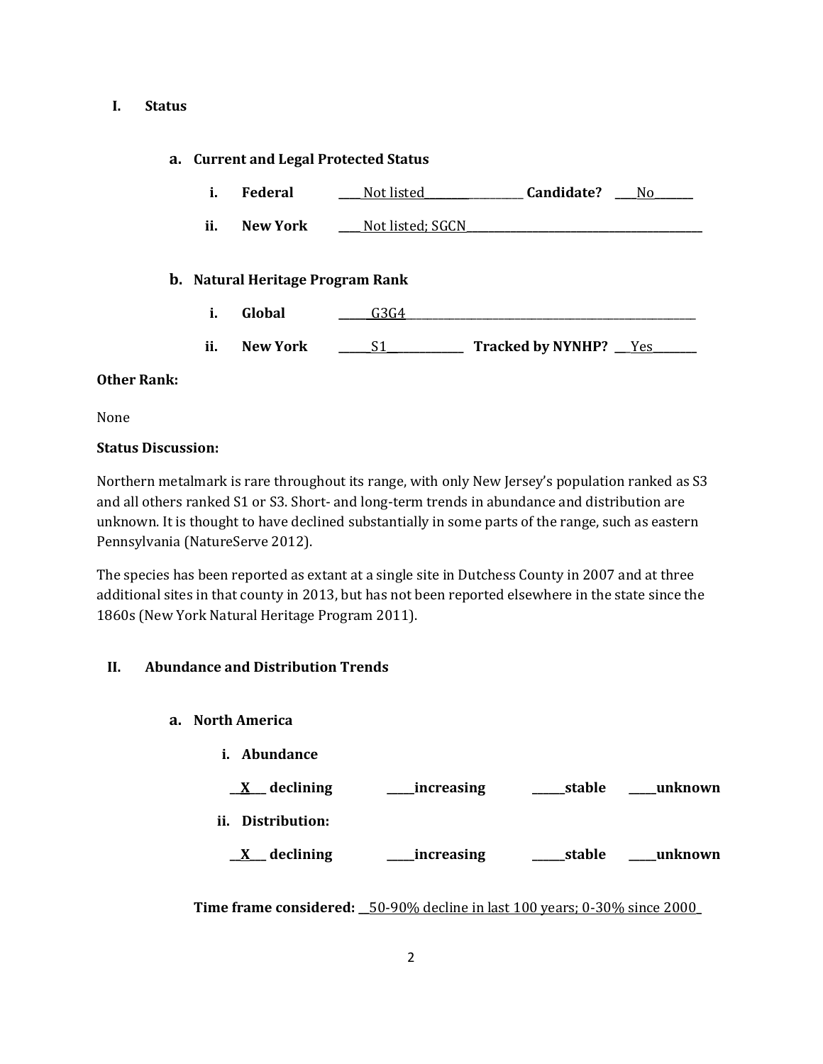## I. Status

### a. Current and Legal Protected Status

i. **Federal** ____Not listed____________________ **Candidate?** ____No_______

ii. **New York** ____Not listed; SGCN____________________________________________

### b. Natural Heritage Program Rank

i. **Global** ______G3G4__________________________________________________________

ii. **New York** ______S1_____________ **Tracked by NYNHP?** ___Yes________

**Other Rank:**

None

**Status Discussion:**

Northern metalmark is rare throughout its range, with only New Jersey's population ranked as S3 and all others ranked S1 or S3. Short- and long-term trends in abundance and distribution are unknown. It is thought to have declined substantially in some parts of the range, such as eastern Pennsylvania (NatureServe 2012).

The species has been reported as extant at a single site in Dutchess County in 2007 and at three additional sites in that county in 2013, but has not been reported elsewhere in the state since the 1860s (New York Natural Heritage Program 2011).

## II. Abundance and Distribution Trends

### a. North America

i. **Abundance**

__X__ **declining** _____**increasing** ______**stable** _____**unknown**

ii. **Distribution:**

__X__ **declining** _____**increasing** ______**stable** _____**unknown**

**Time frame considered:** __50-90% decline in last 100 years; 0-30% since 2000_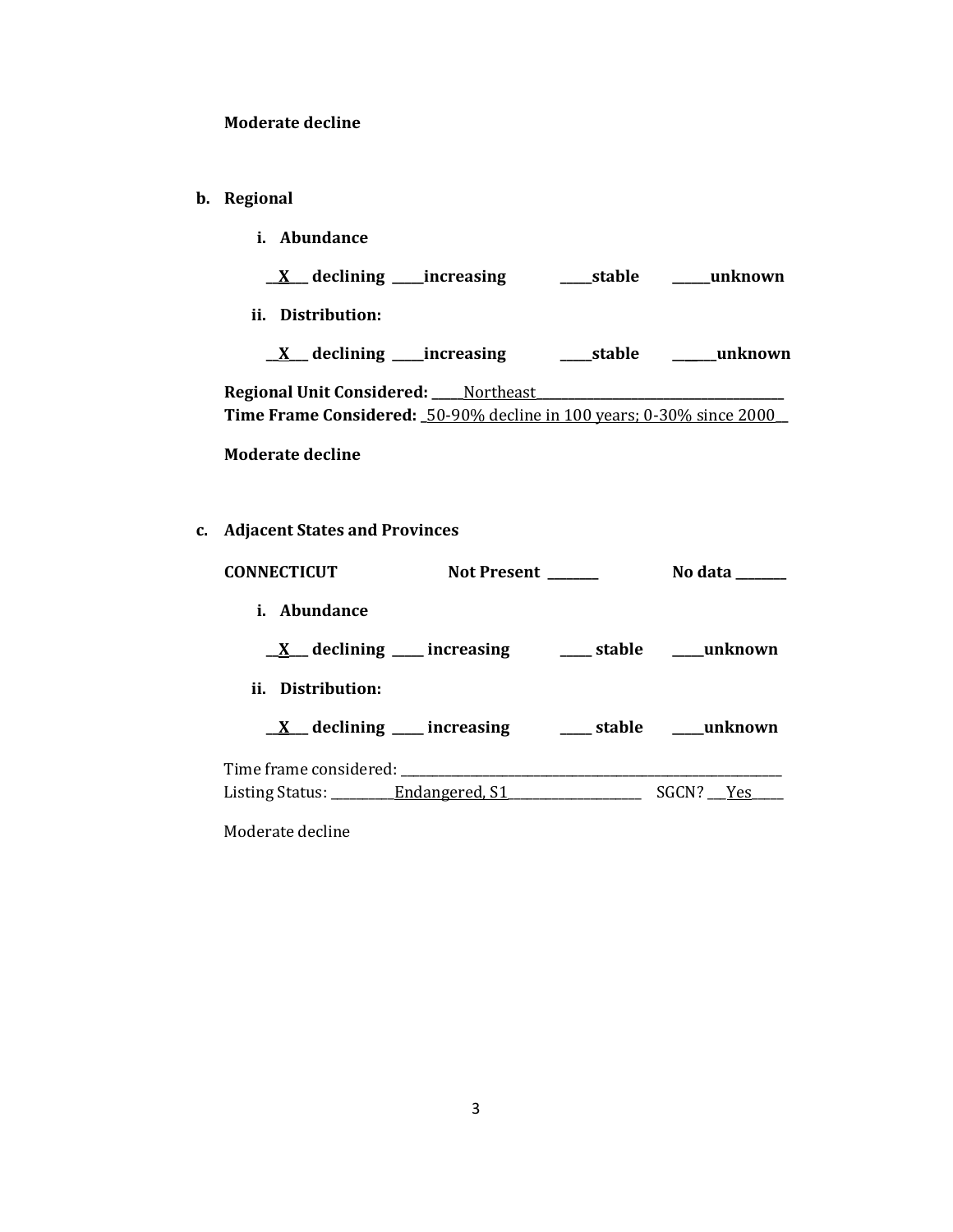**Moderate decline**

**b. Regional**

**i. Abundance**

**\_\_X\_\_ declining \_\_\_\_\_increasing \_\_\_\_\_stable \_\_\_\_\_\_unknown**

**ii. Distribution:**

**\_\_X\_\_ declining \_\_\_\_\_increasing \_\_\_\_\_stable \_\_\_\_\_\_unknown**

**Regional Unit Considered:** \_\_\_\_\_Northeast\_\_\_\_\_\_\_\_\_\_\_\_\_\_\_\_\_\_\_\_\_\_\_\_\_\_\_\_\_\_\_\_\_\_\_\_\_\_\_
**Time Frame Considered:** \_50-90% decline in 100 years; 0-30% since 2000\_\_

**Moderate decline**

**c. Adjacent States and Provinces**

**CONNECTICUT** **Not Present \_\_\_\_\_\_\_\_** **No data \_\_\_\_\_\_\_\_**

**i. Abundance**

**\_\_X\_\_ declining \_\_\_\_\_ increasing \_\_\_\_\_ stable \_\_\_\_\_unknown**

**ii. Distribution:**

**\_\_X\_\_ declining \_\_\_\_\_ increasing \_\_\_\_\_ stable \_\_\_\_\_unknown**

Time frame considered: \_\_\_\_\_\_\_\_\_\_\_\_\_\_\_\_\_\_\_\_\_\_\_\_\_\_\_\_\_\_\_\_\_\_\_\_\_\_\_\_\_\_\_\_\_\_\_\_\_\_\_\_\_\_\_\_\_\_\_\_
Listing Status: \_\_\_\_\_\_\_\_\_\_Endangered, S1\_\_\_\_\_\_\_\_\_\_\_\_\_\_\_\_\_\_\_\_\_ SGCN? \_\_\_Yes\_\_\_\_\_

Moderate decline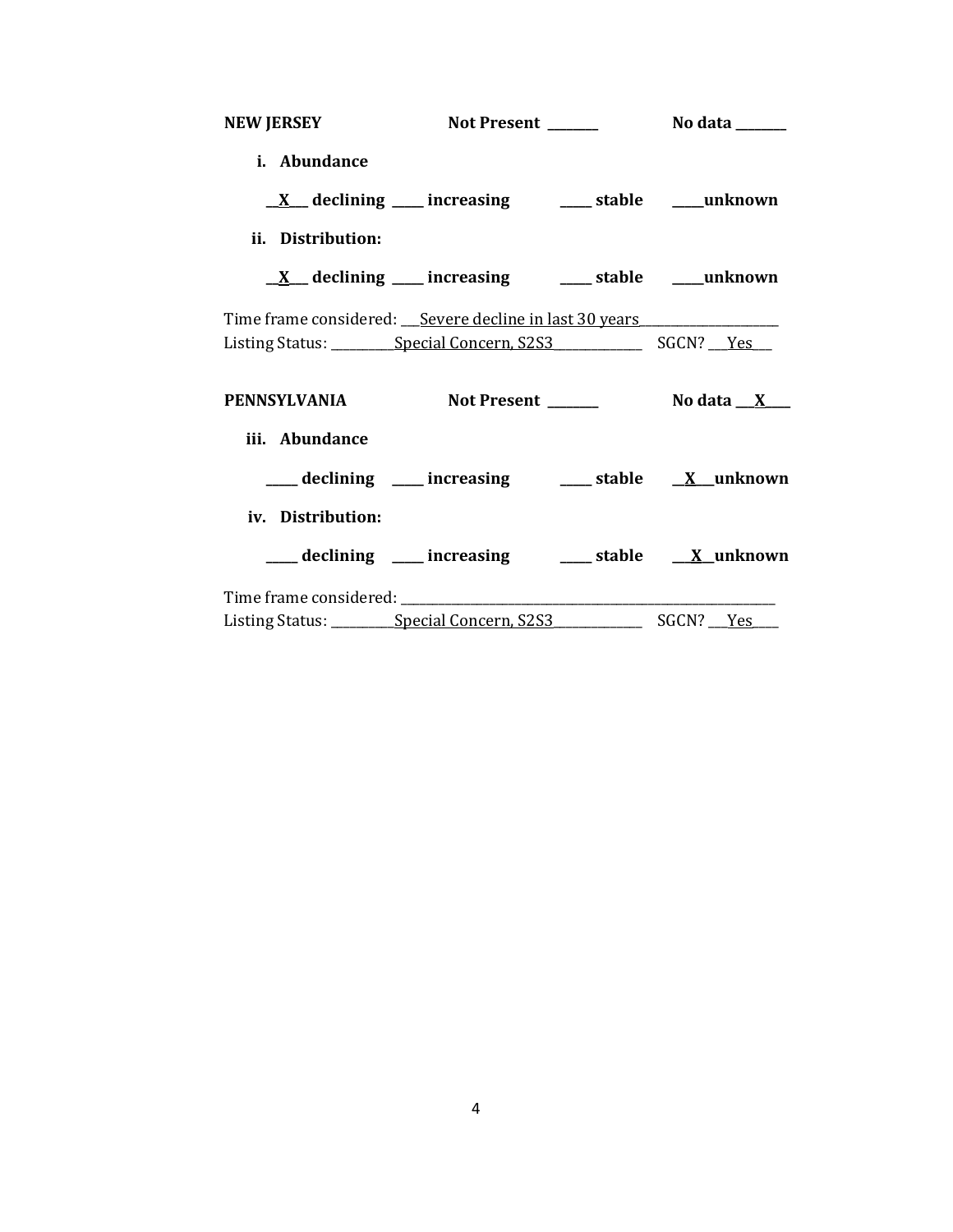**NEW JERSEY** Not Present ________ No data ________

**i. Abundance**

**\_\_X\_\_ declining \_\_\_\_ increasing \_\_\_\_ stable \_\_\_\_unknown**

**ii. Distribution:**

**\_\_X\_\_ declining \_\_\_\_ increasing \_\_\_\_ stable \_\_\_\_unknown**

Time frame considered: ___Severe decline in last 30 years_____________________
Listing Status: __________Special Concern, S2S3______________ SGCN? ___Yes___

**PENNSYLVANIA** Not Present ________ No data ___X____

**iii. Abundance**

**\_\_\_\_ declining \_\_\_\_ increasing \_\_\_\_ stable \_\_X\_\_unknown**

**iv. Distribution:**

**\_\_\_\_ declining \_\_\_\_ increasing \_\_\_\_ stable \_\_X\_\_unknown**

Time frame considered: ___________________________________________________________
Listing Status: __________Special Concern, S2S3______________ SGCN? ___Yes____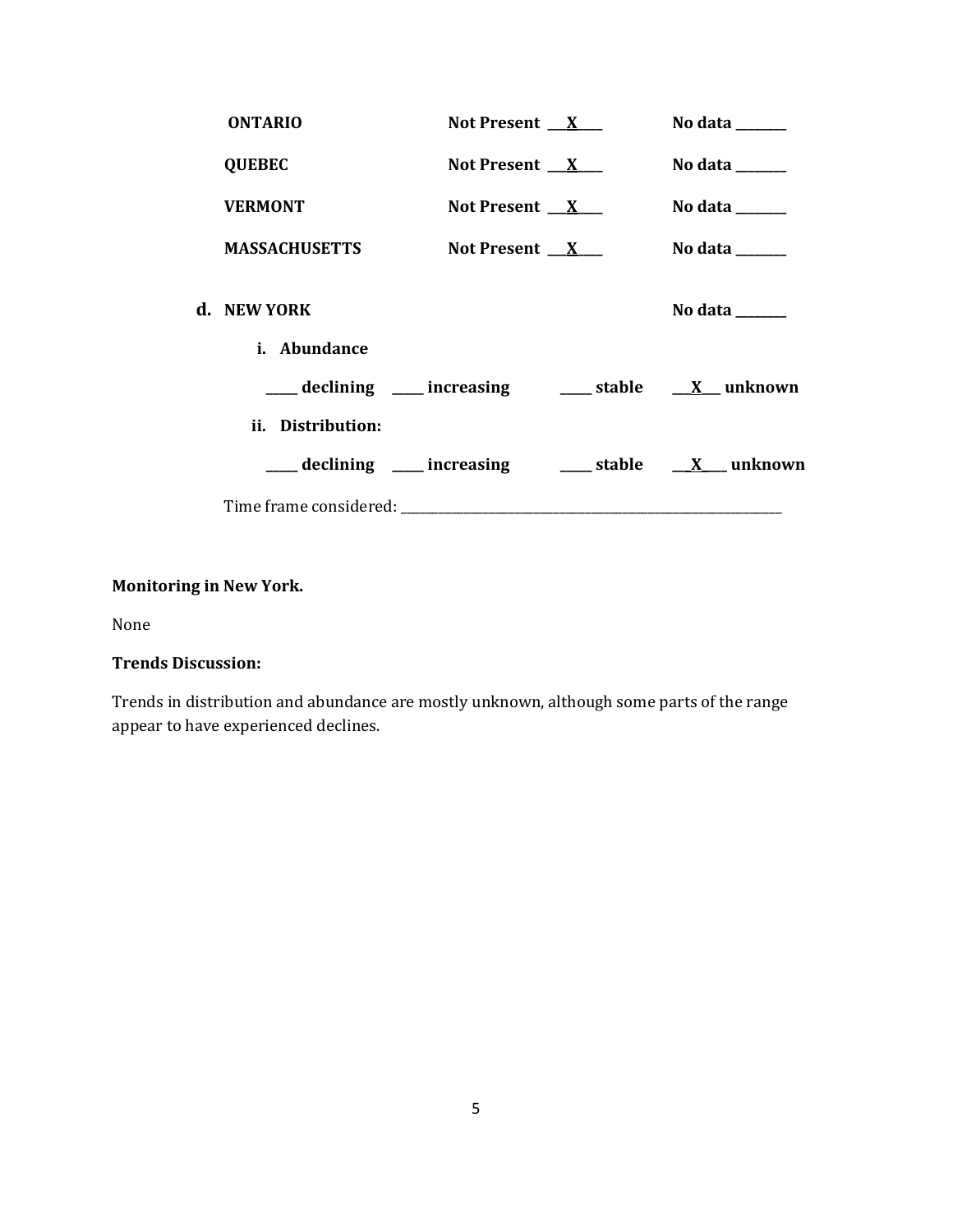**ONTARIO** **Not Present \_\_X\_\_** **No data \_\_\_\_\_\_**

**QUEBEC** **Not Present \_\_X\_\_** **No data \_\_\_\_\_\_**

**VERMONT** **Not Present \_\_X\_\_** **No data \_\_\_\_\_\_**

**MASSACHUSETTS** **Not Present \_\_X\_\_** **No data \_\_\_\_\_\_**

**d. NEW YORK** **No data \_\_\_\_\_\_**

**i. Abundance**

**\_\_\_\_ declining \_\_\_\_ increasing \_\_\_\_ stable \_\_X\_\_ unknown**

**ii. Distribution:**

**\_\_\_\_ declining \_\_\_\_ increasing \_\_\_\_ stable \_\_X\_\_ unknown**

Time frame considered: \_\_\_\_\_\_\_\_\_\_\_\_\_\_\_\_\_\_\_\_\_\_\_\_\_\_\_\_\_\_\_\_\_\_\_\_\_\_\_\_

**Monitoring in New York.**

None

**Trends Discussion:**

Trends in distribution and abundance are mostly unknown, although some parts of the range appear to have experienced declines.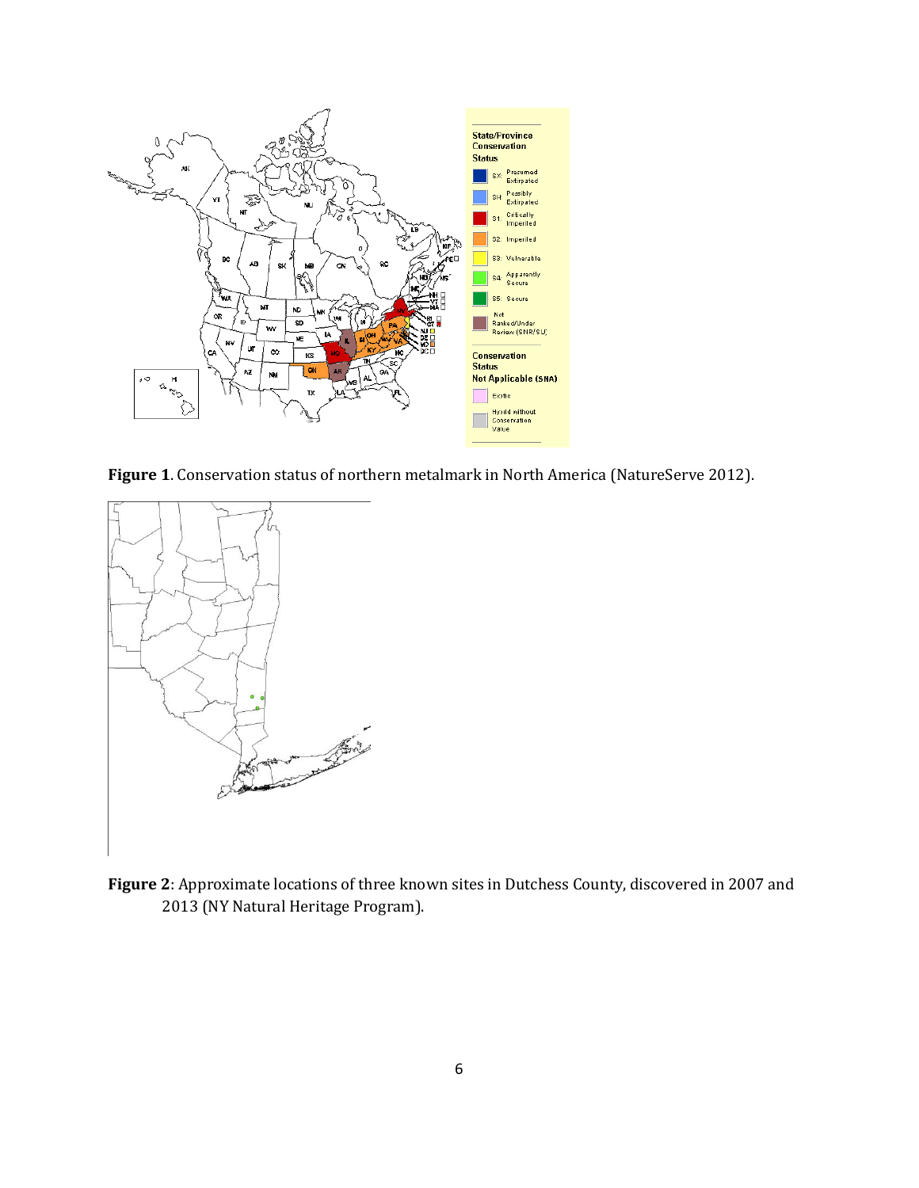**Figure 1**. Conservation status of northern metalmark in North America (NatureServe 2012).

**Figure 2**: Approximate locations of three known sites in Dutchess County, discovered in 2007 and 2013 (NY Natural Heritage Program).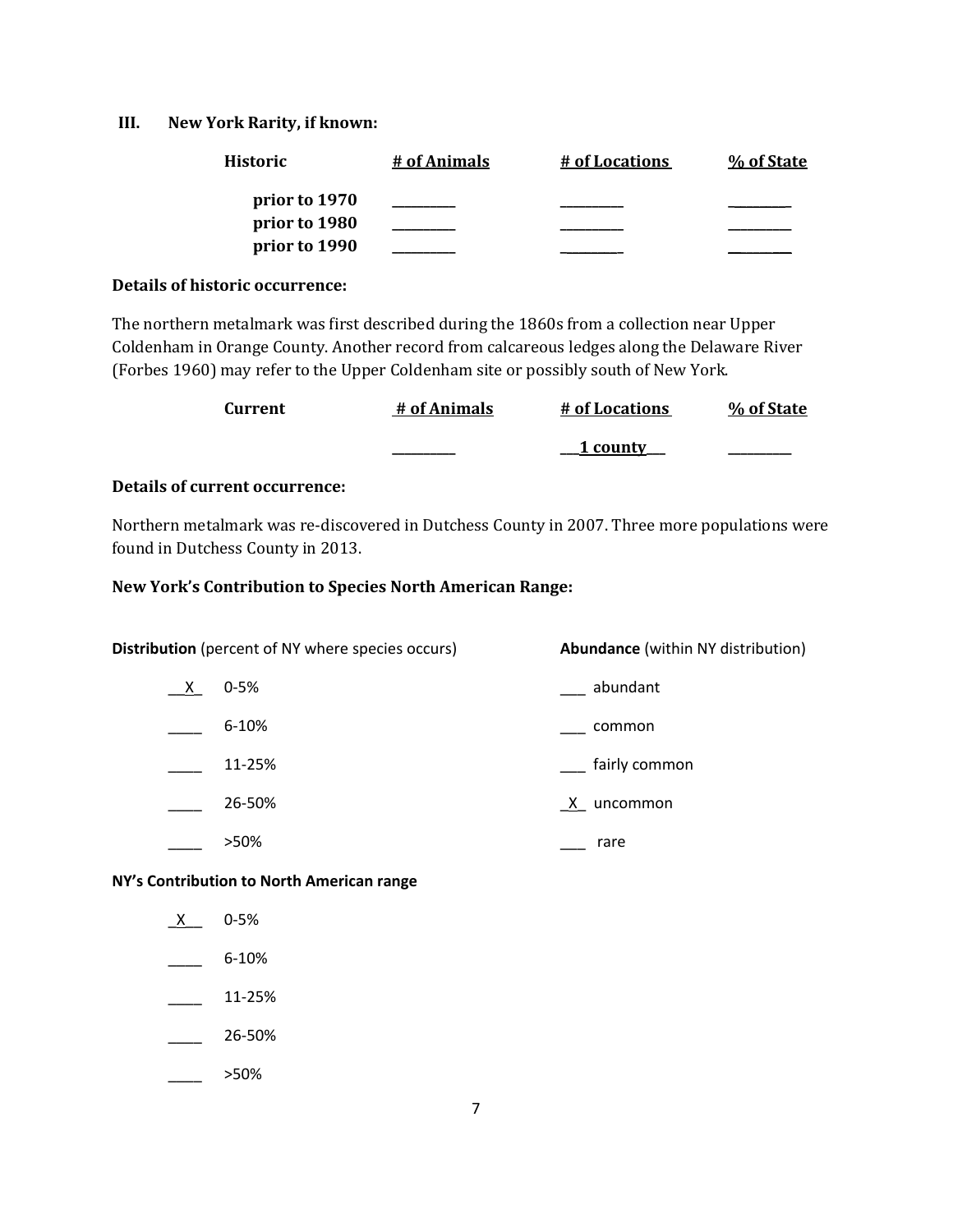## III. New York Rarity, if known:

| Historic | # of Animals | # of Locations | % of State |
|---|---|---|---|
| prior to 1970 | _________ | _________ | _________ |
| prior to 1980 | _________ | _________ | _________ |
| prior to 1990 | _________ | _________ | _________ |

**Details of historic occurrence:**

The northern metalmark was first described during the 1860s from a collection near Upper Coldenham in Orange County. Another record from calcareous ledges along the Delaware River (Forbes 1960) may refer to the Upper Coldenham site or possibly south of New York.

| Current | # of Animals | # of Locations | % of State |
|---|---|---|---|
| | _________ | ___1 county___ | _________ |

**Details of current occurrence:**

Northern metalmark was re-discovered in Dutchess County in 2007. Three more populations were found in Dutchess County in 2013.

**New York's Contribution to Species North American Range:**

**Distribution** (percent of NY where species occurs)

__X__ 0-5%

____ 6-10%

____ 11-25%

____ 26-50%

____ >50%

**Abundance** (within NY distribution)

___ abundant

___ common

___ fairly common

_X_ uncommon

___ rare

**NY's Contribution to North American range**

_X__ 0-5%

____ 6-10%

____ 11-25%

____ 26-50%

____ >50%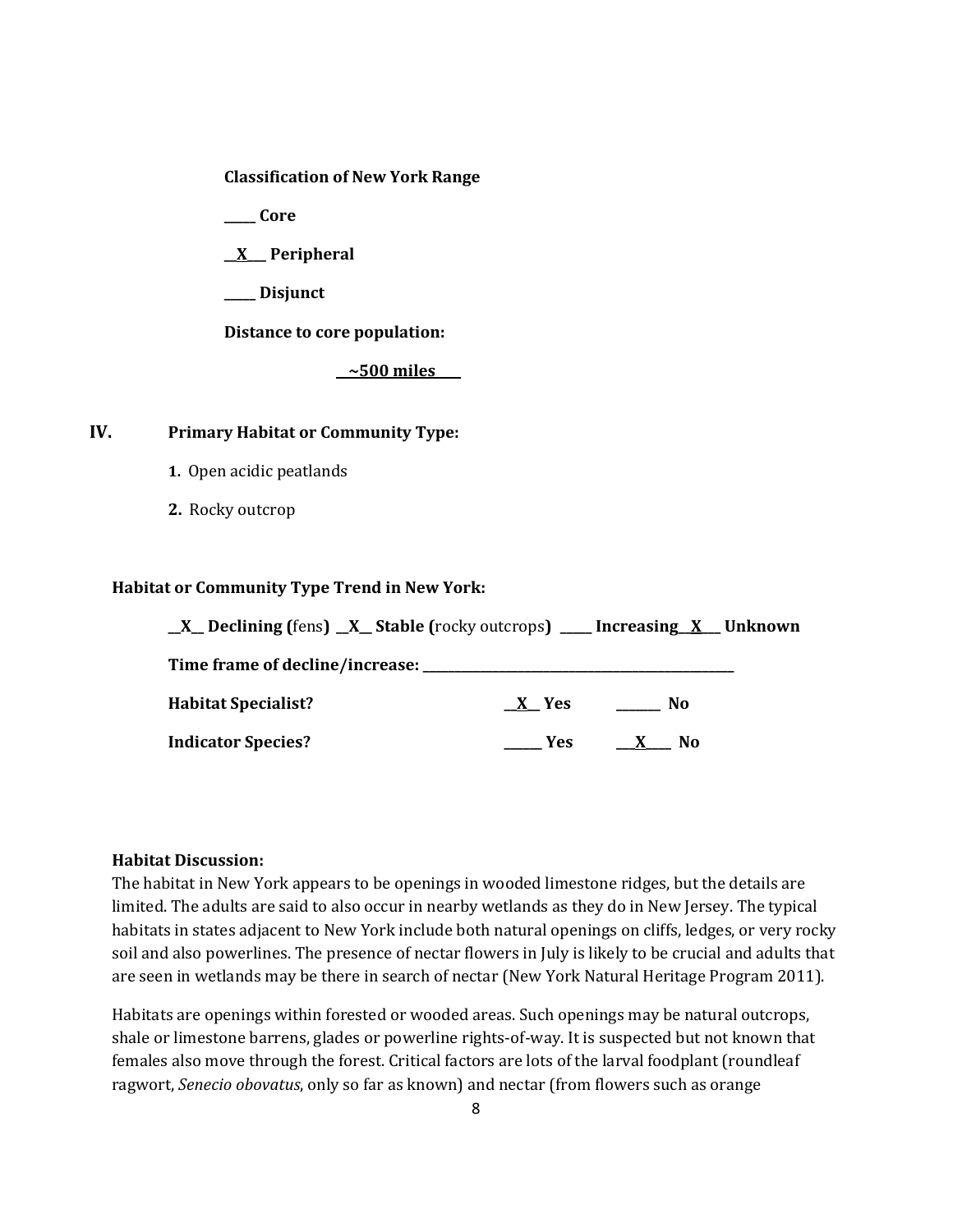**Classification of New York Range**

_____ **Core**

__X___ **Peripheral**

_____ **Disjunct**

**Distance to core population:**

__~500 miles____

## IV. Primary Habitat or Community Type:

1. Open acidic peatlands
2. Rocky outcrop

**Habitat or Community Type Trend in New York:**

__X__ **Declining (**fens**)** __X__ **Stable (**rocky outcrops**)** _____ **Increasing** __X___ **Unknown**

**Time frame of decline/increase:** ______________________________

**Habitat Specialist?** __X__ **Yes** _______ **No**

**Indicator Species?** ______ **Yes** ___X____ **No**

**Habitat Discussion:**

The habitat in New York appears to be openings in wooded limestone ridges, but the details are limited. The adults are said to also occur in nearby wetlands as they do in New Jersey. The typical habitats in states adjacent to New York include both natural openings on cliffs, ledges, or very rocky soil and also powerlines. The presence of nectar flowers in July is likely to be crucial and adults that are seen in wetlands may be there in search of nectar (New York Natural Heritage Program 2011).

Habitats are openings within forested or wooded areas. Such openings may be natural outcrops, shale or limestone barrens, glades or powerline rights-of-way. It is suspected but not known that females also move through the forest. Critical factors are lots of the larval foodplant (roundleaf ragwort, *Senecio obovatus*, only so far as known) and nectar (from flowers such as orange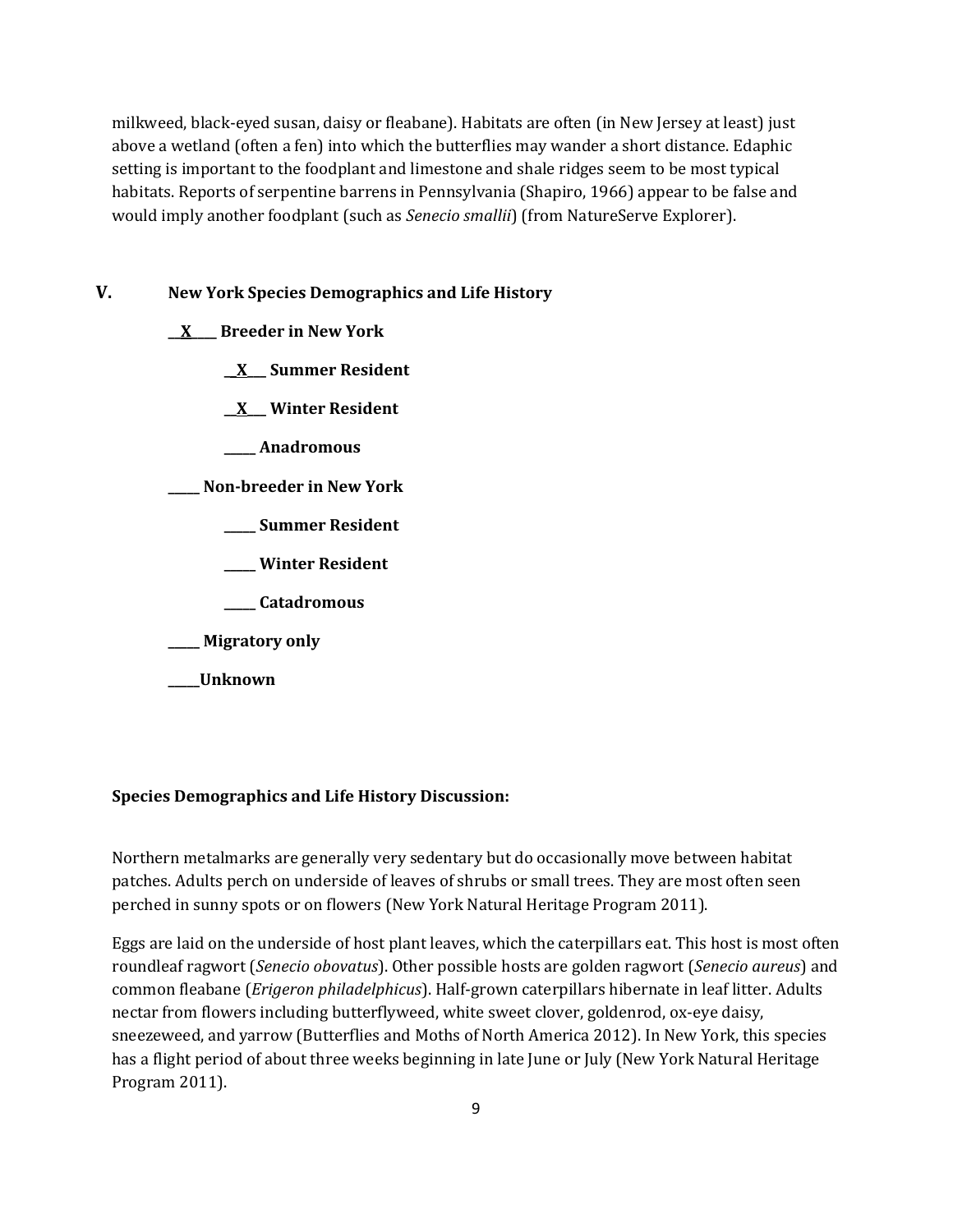milkweed, black-eyed susan, daisy or fleabane). Habitats are often (in New Jersey at least) just above a wetland (often a fen) into which the butterflies may wander a short distance. Edaphic setting is important to the foodplant and limestone and shale ridges seem to be most typical habitats. Reports of serpentine barrens in Pennsylvania (Shapiro, 1966) appear to be false and would imply another foodplant (such as *Senecio smallii*) (from NatureServe Explorer).

## V. New York Species Demographics and Life History

**__X____ Breeder in New York**

- **__X___ Summer Resident**
- **__X___ Winter Resident**
- **_____ Anadromous**

**_____ Non-breeder in New York**

- **_____ Summer Resident**
- **_____ Winter Resident**
- **_____ Catadromous**

**_____ Migratory only**

**_____Unknown**

**Species Demographics and Life History Discussion:**

Northern metalmarks are generally very sedentary but do occasionally move between habitat patches. Adults perch on underside of leaves of shrubs or small trees. They are most often seen perched in sunny spots or on flowers (New York Natural Heritage Program 2011).

Eggs are laid on the underside of host plant leaves, which the caterpillars eat. This host is most often roundleaf ragwort (*Senecio obovatus*). Other possible hosts are golden ragwort (*Senecio aureus*) and common fleabane (*Erigeron philadelphicus*). Half-grown caterpillars hibernate in leaf litter. Adults nectar from flowers including butterflyweed, white sweet clover, goldenrod, ox-eye daisy, sneezeweed, and yarrow (Butterflies and Moths of North America 2012). In New York, this species has a flight period of about three weeks beginning in late June or July (New York Natural Heritage Program 2011).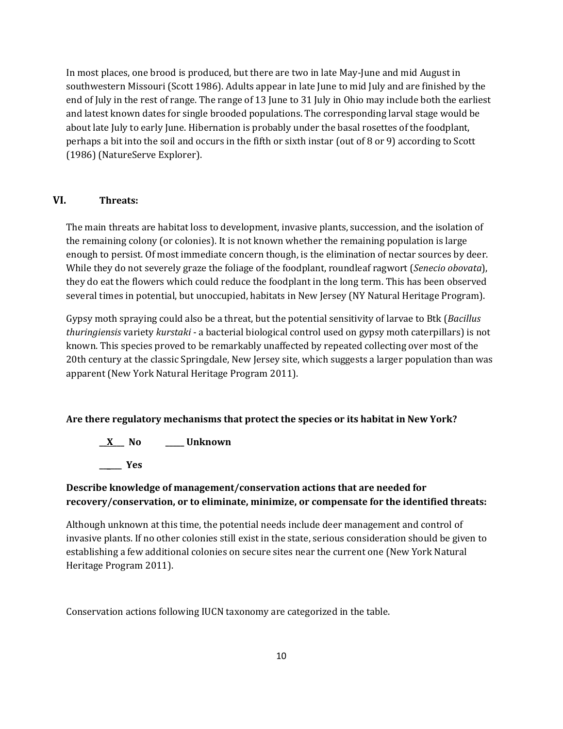In most places, one brood is produced, but there are two in late May-June and mid August in southwestern Missouri (Scott 1986). Adults appear in late June to mid July and are finished by the end of July in the rest of range. The range of 13 June to 31 July in Ohio may include both the earliest and latest known dates for single brooded populations. The corresponding larval stage would be about late July to early June. Hibernation is probably under the basal rosettes of the foodplant, perhaps a bit into the soil and occurs in the fifth or sixth instar (out of 8 or 9) according to Scott (1986) (NatureServe Explorer).

## VI. Threats:

The main threats are habitat loss to development, invasive plants, succession, and the isolation of the remaining colony (or colonies). It is not known whether the remaining population is large enough to persist. Of most immediate concern though, is the elimination of nectar sources by deer. While they do not severely graze the foliage of the foodplant, roundleaf ragwort (*Senecio obovata*), they do eat the flowers which could reduce the foodplant in the long term. This has been observed several times in potential, but unoccupied, habitats in New Jersey (NY Natural Heritage Program).

Gypsy moth spraying could also be a threat, but the potential sensitivity of larvae to Btk (*Bacillus thuringiensis* variety *kurstaki* - a bacterial biological control used on gypsy moth caterpillars) is not known. This species proved to be remarkably unaffected by repeated collecting over most of the 20th century at the classic Springdale, New Jersey site, which suggests a larger population than was apparent (New York Natural Heritage Program 2011).

**Are there regulatory mechanisms that protect the species or its habitat in New York?**

**__X___ No      _____ Unknown**

**______ Yes**

**Describe knowledge of management/conservation actions that are needed for recovery/conservation, or to eliminate, minimize, or compensate for the identified threats:**

Although unknown at this time, the potential needs include deer management and control of invasive plants. If no other colonies still exist in the state, serious consideration should be given to establishing a few additional colonies on secure sites near the current one (New York Natural Heritage Program 2011).

Conservation actions following IUCN taxonomy are categorized in the table.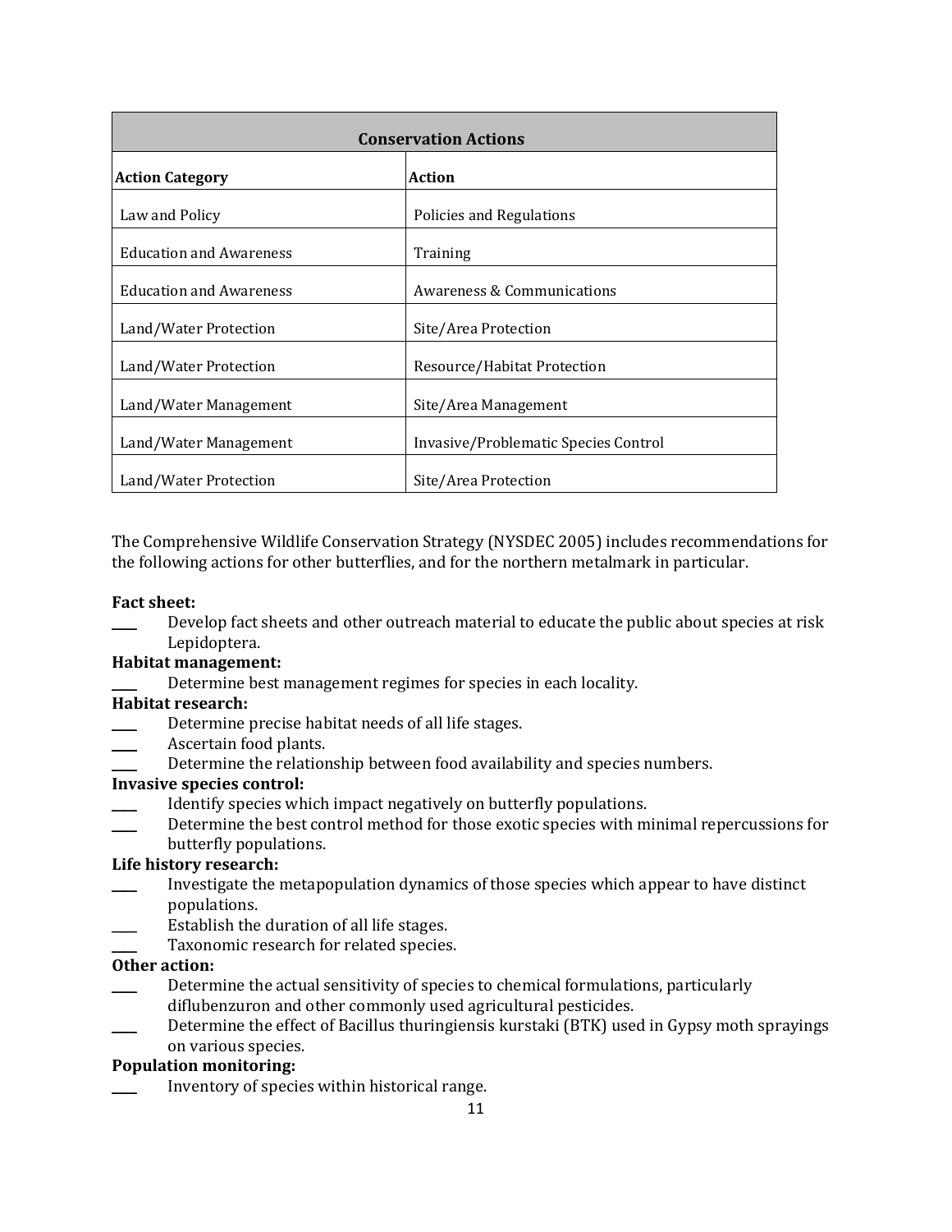| Conservation Actions | |
|---|---|
| **Action Category** | **Action** |
| Law and Policy | Policies and Regulations |
| Education and Awareness | Training |
| Education and Awareness | Awareness & Communications |
| Land/Water Protection | Site/Area Protection |
| Land/Water Protection | Resource/Habitat Protection |
| Land/Water Management | Site/Area Management |
| Land/Water Management | Invasive/Problematic Species Control |
| Land/Water Protection | Site/Area Protection |

The Comprehensive Wildlife Conservation Strategy (NYSDEC 2005) includes recommendations for the following actions for other butterflies, and for the northern metalmark in particular.

**Fact sheet:**

____ Develop fact sheets and other outreach material to educate the public about species at risk Lepidoptera.

**Habitat management:**

____ Determine best management regimes for species in each locality.

**Habitat research:**

____ Determine precise habitat needs of all life stages.

____ Ascertain food plants.

____ Determine the relationship between food availability and species numbers.

**Invasive species control:**

____ Identify species which impact negatively on butterfly populations.

____ Determine the best control method for those exotic species with minimal repercussions for butterfly populations.

**Life history research:**

____ Investigate the metapopulation dynamics of those species which appear to have distinct populations.

____ Establish the duration of all life stages.

____ Taxonomic research for related species.

**Other action:**

____ Determine the actual sensitivity of species to chemical formulations, particularly diflubenzuron and other commonly used agricultural pesticides.

____ Determine the effect of Bacillus thuringiensis kurstaki (BTK) used in Gypsy moth sprayings on various species.

**Population monitoring:**

____ Inventory of species within historical range.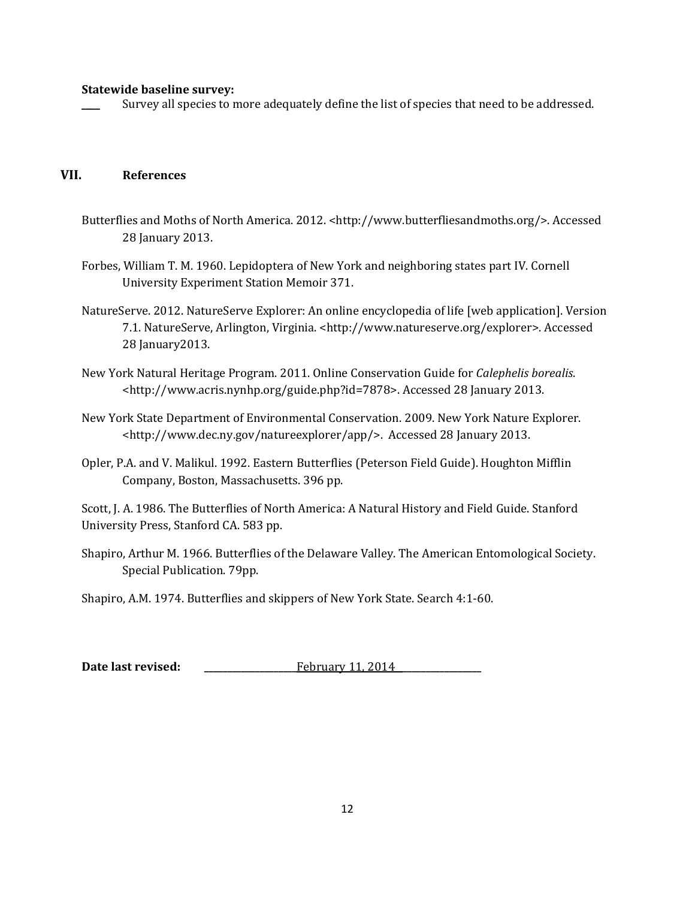**Statewide baseline survey:**

____ Survey all species to more adequately define the list of species that need to be addressed.

## VII. References

Butterflies and Moths of North America. 2012. <http://www.butterfliesandmoths.org/>. Accessed 28 January 2013.

Forbes, William T. M. 1960. Lepidoptera of New York and neighboring states part IV. Cornell University Experiment Station Memoir 371.

NatureServe. 2012. NatureServe Explorer: An online encyclopedia of life [web application]. Version 7.1. NatureServe, Arlington, Virginia. <http://www.natureserve.org/explorer>. Accessed 28 January2013.

New York Natural Heritage Program. 2011. Online Conservation Guide for *Calephelis borealis*. <http://www.acris.nynhp.org/guide.php?id=7878>. Accessed 28 January 2013.

New York State Department of Environmental Conservation. 2009. New York Nature Explorer. <http://www.dec.ny.gov/natureexplorer/app/>. Accessed 28 January 2013.

Opler, P.A. and V. Malikul. 1992. Eastern Butterflies (Peterson Field Guide). Houghton Mifflin Company, Boston, Massachusetts. 396 pp.

Scott, J. A. 1986. The Butterflies of North America: A Natural History and Field Guide. Stanford University Press, Stanford CA. 583 pp.

Shapiro, Arthur M. 1966. Butterflies of the Delaware Valley. The American Entomological Society. Special Publication. 79pp.

Shapiro, A.M. 1974. Butterflies and skippers of New York State. Search 4:1-60.

**Date last revised:** ____________________February 11, 2014__________________